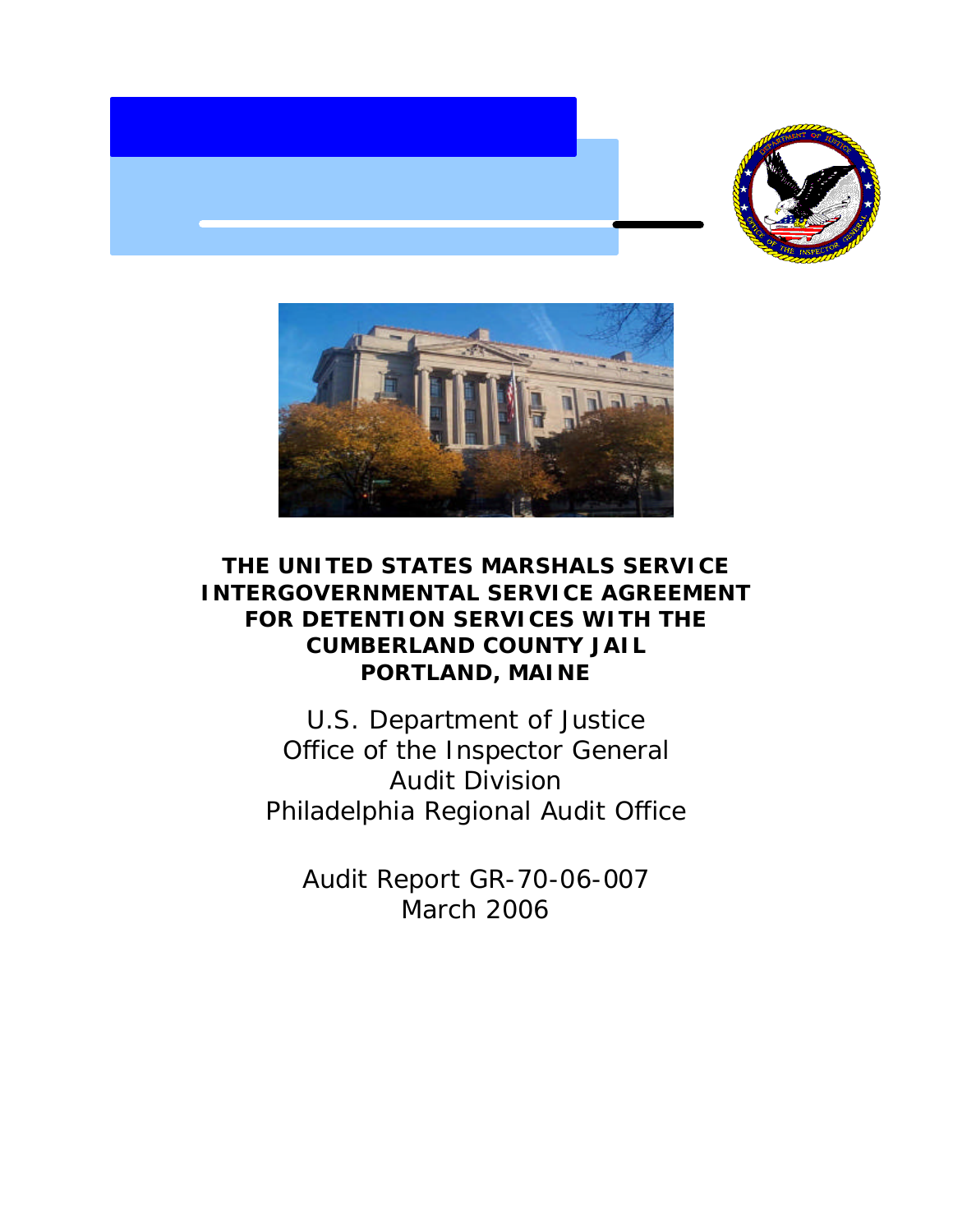# THE UNITED STATES MARSHALS SERVICE INTERGOVERNMENTAL SERVICE AGREEMENT FOR DETENTION SERVICES WITH THE CUMBERLAND COUNTY JAIL PORTLAND, MAINE

U.S. Department of Justice
Office of the Inspector General
Audit Division
Philadelphia Regional Audit Office

Audit Report GR-70-06-007
March 2006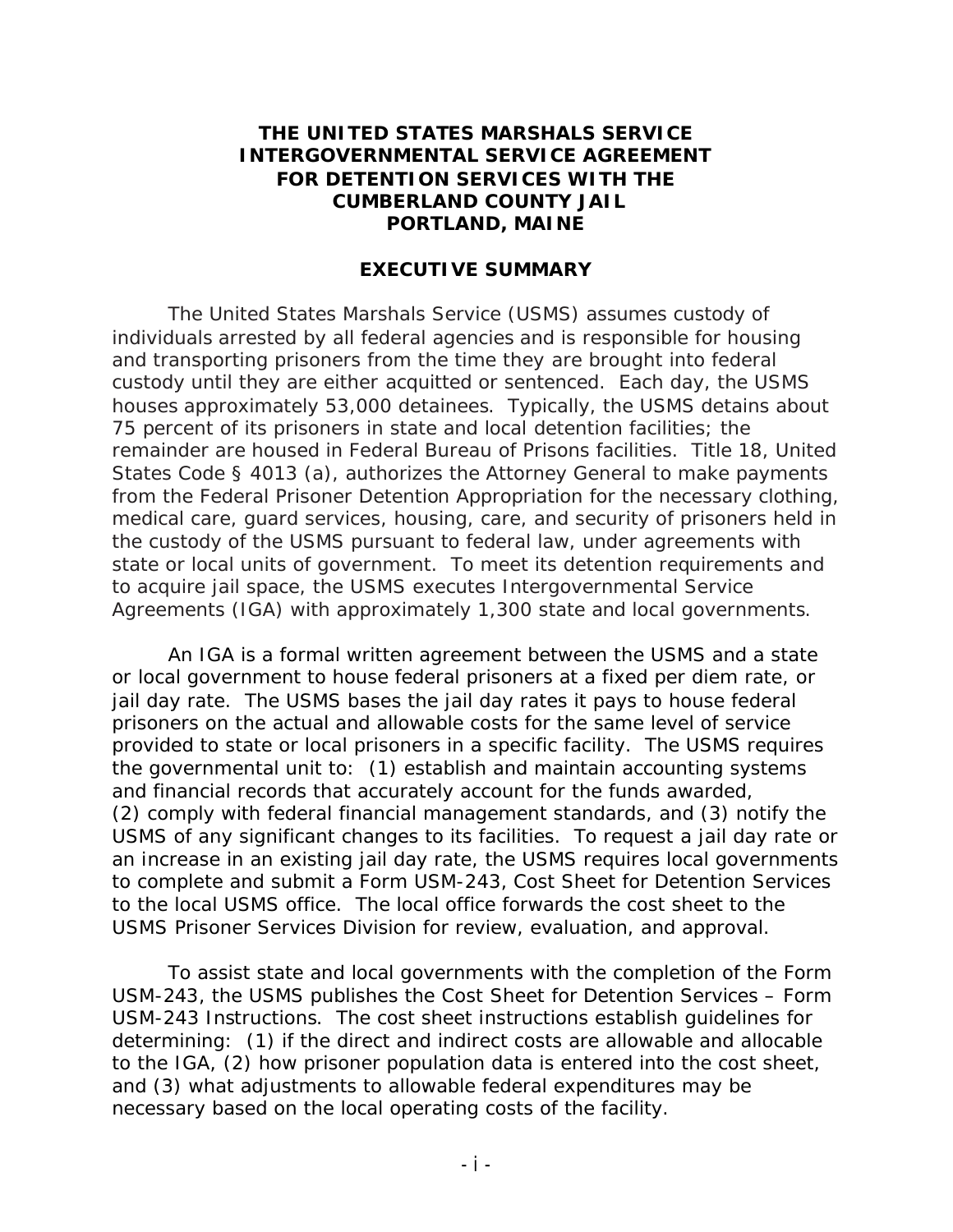# THE UNITED STATES MARSHALS SERVICE INTERGOVERNMENTAL SERVICE AGREEMENT FOR DETENTION SERVICES WITH THE CUMBERLAND COUNTY JAIL PORTLAND, MAINE

## EXECUTIVE SUMMARY

The United States Marshals Service (USMS) assumes custody of individuals arrested by all federal agencies and is responsible for housing and transporting prisoners from the time they are brought into federal custody until they are either acquitted or sentenced. Each day, the USMS houses approximately 53,000 detainees. Typically, the USMS detains about 75 percent of its prisoners in state and local detention facilities; the remainder are housed in Federal Bureau of Prisons facilities. Title 18, United States Code § 4013 (a), authorizes the Attorney General to make payments from the Federal Prisoner Detention Appropriation for the necessary clothing, medical care, guard services, housing, care, and security of prisoners held in the custody of the USMS pursuant to federal law, under agreements with state or local units of government. To meet its detention requirements and to acquire jail space, the USMS executes Intergovernmental Service Agreements (IGA) with approximately 1,300 state and local governments.

An IGA is a formal written agreement between the USMS and a state or local government to house federal prisoners at a fixed per diem rate, or jail day rate. The USMS bases the jail day rates it pays to house federal prisoners on the actual and allowable costs for the same level of service provided to state or local prisoners in a specific facility. The USMS requires the governmental unit to: (1) establish and maintain accounting systems and financial records that accurately account for the funds awarded, (2) comply with federal financial management standards, and (3) notify the USMS of any significant changes to its facilities. To request a jail day rate or an increase in an existing jail day rate, the USMS requires local governments to complete and submit a Form USM-243, Cost Sheet for Detention Services to the local USMS office. The local office forwards the cost sheet to the USMS Prisoner Services Division for review, evaluation, and approval.

To assist state and local governments with the completion of the Form USM-243, the USMS publishes the Cost Sheet for Detention Services – Form USM-243 Instructions. The cost sheet instructions establish guidelines for determining: (1) if the direct and indirect costs are allowable and allocable to the IGA, (2) how prisoner population data is entered into the cost sheet, and (3) what adjustments to allowable federal expenditures may be necessary based on the local operating costs of the facility.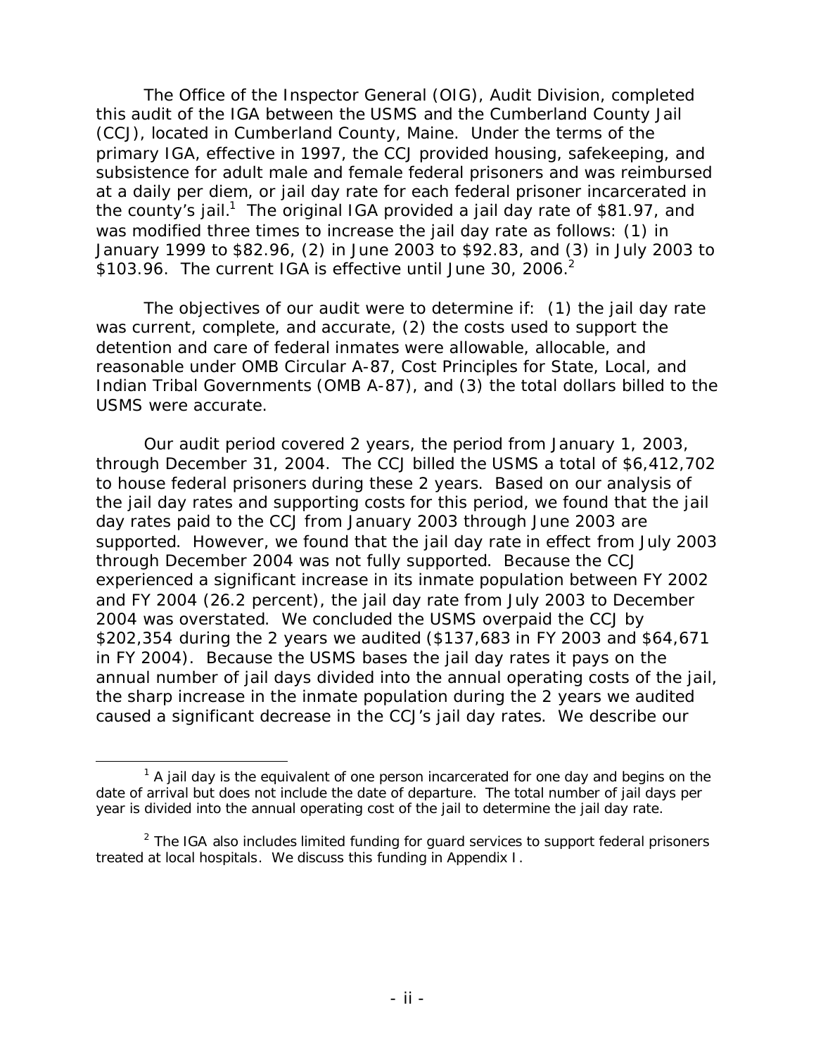The Office of the Inspector General (OIG), Audit Division, completed this audit of the IGA between the USMS and the Cumberland County Jail (CCJ), located in Cumberland County, Maine. Under the terms of the primary IGA, effective in 1997, the CCJ provided housing, safekeeping, and subsistence for adult male and female federal prisoners and was reimbursed at a daily per diem, or jail day rate for each federal prisoner incarcerated in the county's jail.[1] The original IGA provided a jail day rate of \$81.97, and was modified three times to increase the jail day rate as follows: (1) in January 1999 to \$82.96, (2) in June 2003 to \$92.83, and (3) in July 2003 to \$103.96. The current IGA is effective until June 30, 2006.[2]

The objectives of our audit were to determine if: (1) the jail day rate was current, complete, and accurate, (2) the costs used to support the detention and care of federal inmates were allowable, allocable, and reasonable under OMB Circular A-87, Cost Principles for State, Local, and Indian Tribal Governments (OMB A-87), and (3) the total dollars billed to the USMS were accurate.

Our audit period covered 2 years, the period from January 1, 2003, through December 31, 2004. The CCJ billed the USMS a total of \$6,412,702 to house federal prisoners during these 2 years. Based on our analysis of the jail day rates and supporting costs for this period, we found that the jail day rates paid to the CCJ from January 2003 through June 2003 are supported. However, we found that the jail day rate in effect from July 2003 through December 2004 was not fully supported. Because the CCJ experienced a significant increase in its inmate population between FY 2002 and FY 2004 (26.2 percent), the jail day rate from July 2003 to December 2004 was overstated. We concluded the USMS overpaid the CCJ by \$202,354 during the 2 years we audited (\$137,683 in FY 2003 and \$64,671 in FY 2004). Because the USMS bases the jail day rates it pays on the annual number of jail days divided into the annual operating costs of the jail, the sharp increase in the inmate population during the 2 years we audited caused a significant decrease in the CCJ's jail day rates. We describe our

---

[1] A jail day is the equivalent of one person incarcerated for one day and begins on the date of arrival but does not include the date of departure. The total number of jail days per year is divided into the annual operating cost of the jail to determine the jail day rate.

[2] The IGA also includes limited funding for guard services to support federal prisoners treated at local hospitals. We discuss this funding in Appendix I.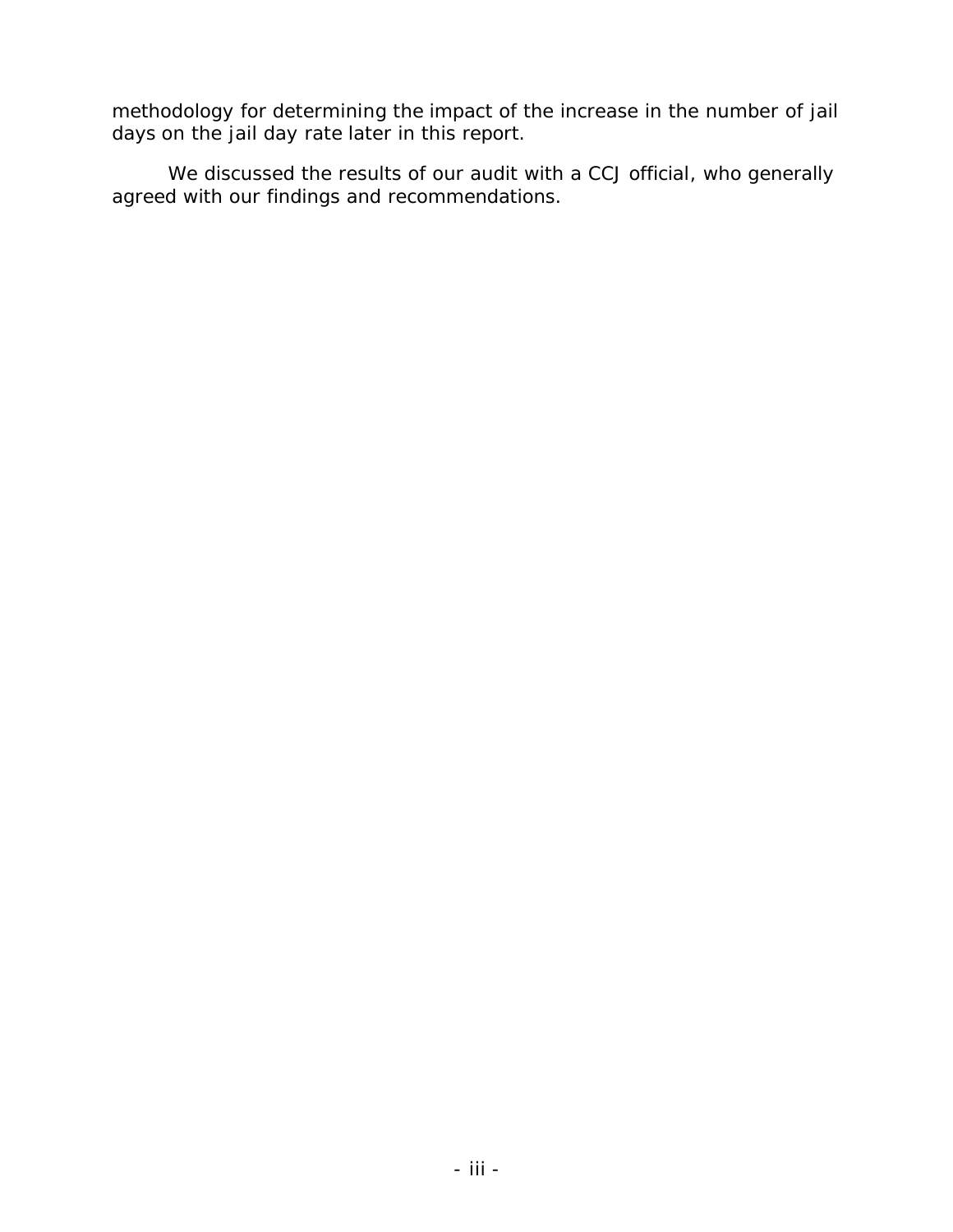methodology for determining the impact of the increase in the number of jail days on the jail day rate later in this report.

We discussed the results of our audit with a CCJ official, who generally agreed with our findings and recommendations.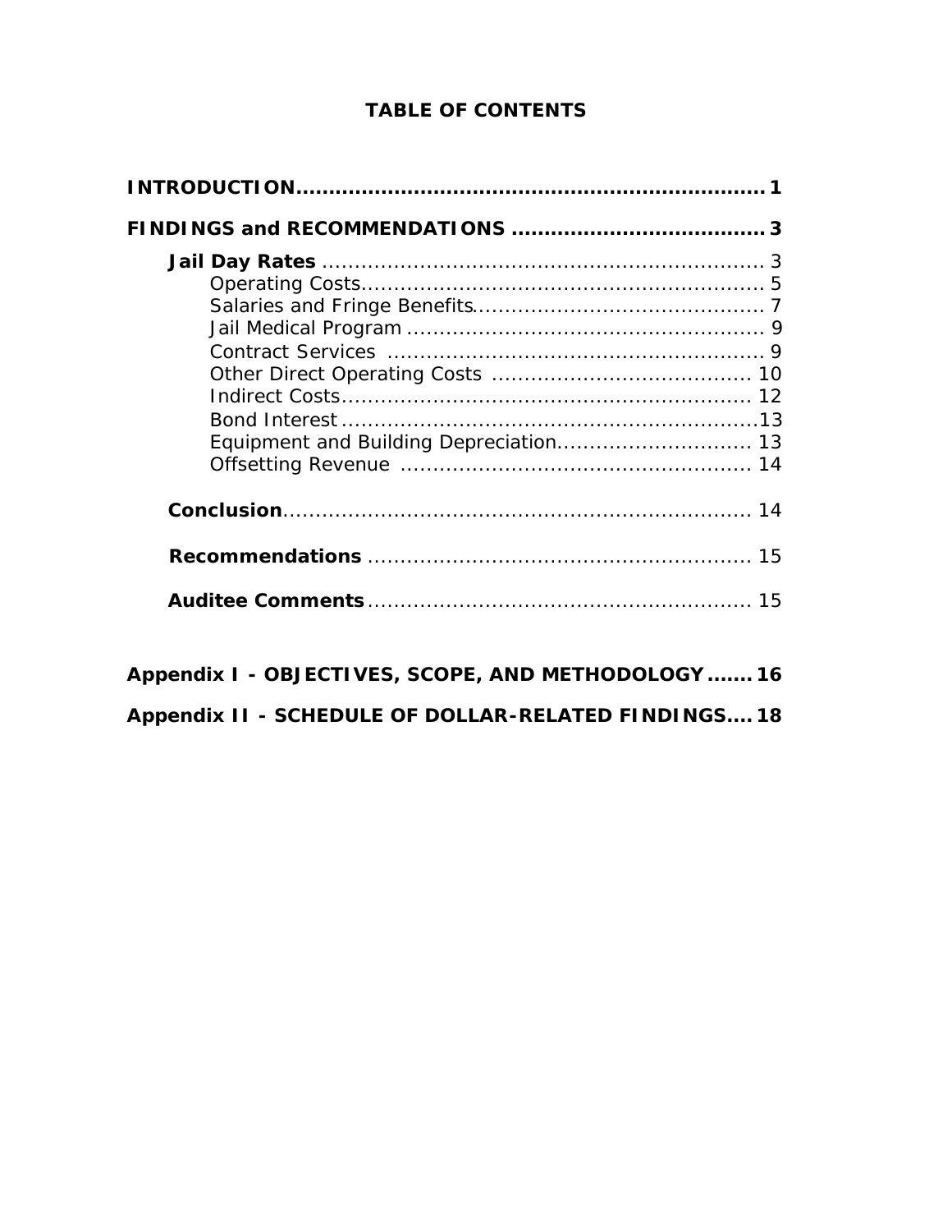## TABLE OF CONTENTS

**INTRODUCTION** ........................................................................ **1**

**FINDINGS and RECOMMENDATIONS** ....................................... **3**

- **Jail Day Rates** ................................................................... 3
  - Operating Costs ............................................................ 5
  - Salaries and Fringe Benefits ........................................... 7
  - Jail Medical Program ...................................................... 9
  - Contract Services ........................................................... 9
  - Other Direct Operating Costs ....................................... 10
  - Indirect Costs ................................................................ 12
  - Bond Interest ................................................................ 13
  - Equipment and Building Depreciation ............................ 13
  - Offsetting Revenue ....................................................... 14
- **Conclusion** ........................................................................ 14
- **Recommendations** ........................................................... 15
- **Auditee Comments** ........................................................... 15

**Appendix I - OBJECTIVES, SCOPE, AND METHODOLOGY** ....... **16**

**Appendix II - SCHEDULE OF DOLLAR-RELATED FINDINGS** .... **18**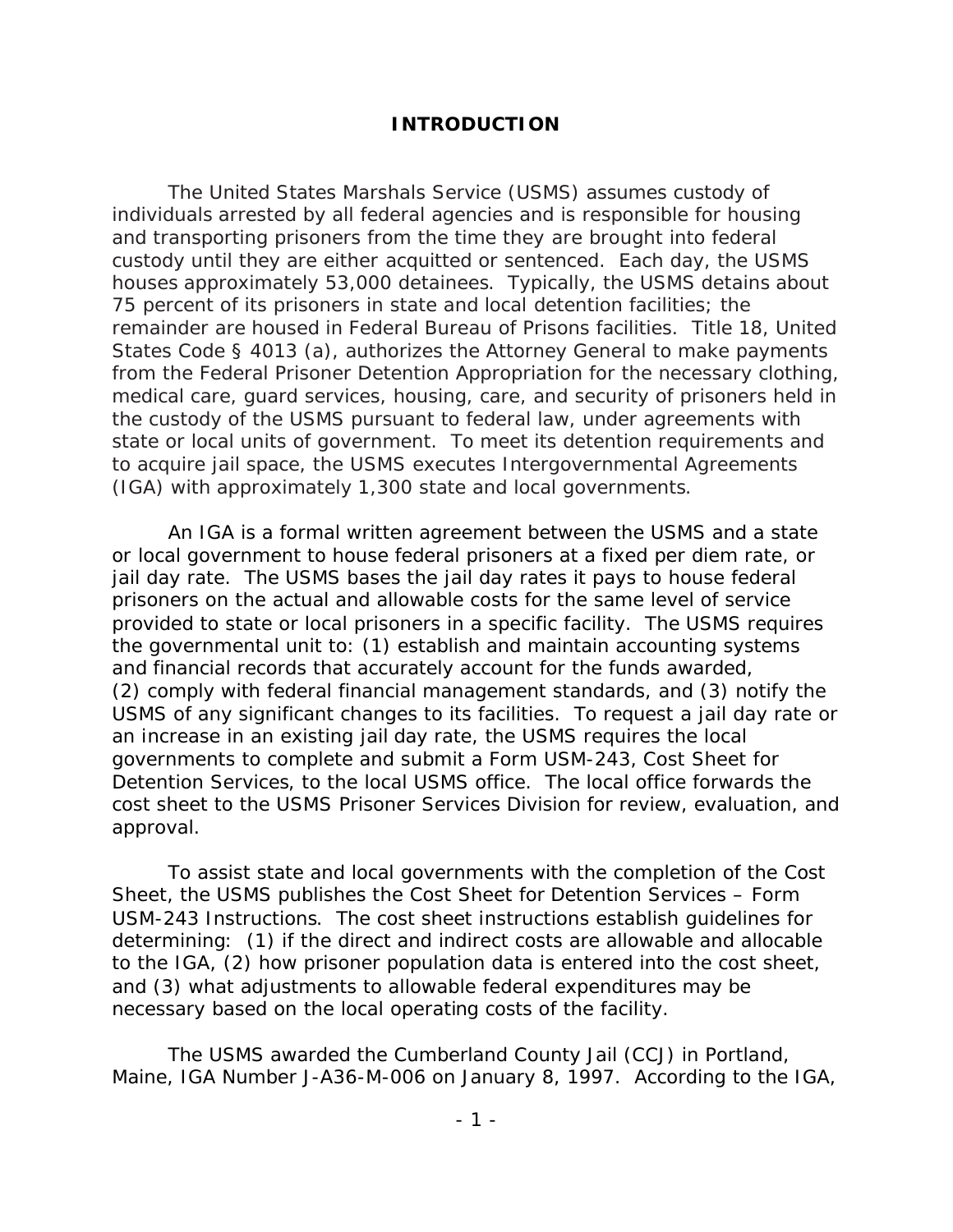# INTRODUCTION

The United States Marshals Service (USMS) assumes custody of individuals arrested by all federal agencies and is responsible for housing and transporting prisoners from the time they are brought into federal custody until they are either acquitted or sentenced. Each day, the USMS houses approximately 53,000 detainees. Typically, the USMS detains about 75 percent of its prisoners in state and local detention facilities; the remainder are housed in Federal Bureau of Prisons facilities. Title 18, United States Code § 4013 (a), authorizes the Attorney General to make payments from the Federal Prisoner Detention Appropriation for the necessary clothing, medical care, guard services, housing, care, and security of prisoners held in the custody of the USMS pursuant to federal law, under agreements with state or local units of government. To meet its detention requirements and to acquire jail space, the USMS executes Intergovernmental Agreements (IGA) with approximately 1,300 state and local governments.

An IGA is a formal written agreement between the USMS and a state or local government to house federal prisoners at a fixed per diem rate, or jail day rate. The USMS bases the jail day rates it pays to house federal prisoners on the actual and allowable costs for the same level of service provided to state or local prisoners in a specific facility. The USMS requires the governmental unit to: (1) establish and maintain accounting systems and financial records that accurately account for the funds awarded, (2) comply with federal financial management standards, and (3) notify the USMS of any significant changes to its facilities. To request a jail day rate or an increase in an existing jail day rate, the USMS requires the local governments to complete and submit a Form USM-243, Cost Sheet for Detention Services, to the local USMS office. The local office forwards the cost sheet to the USMS Prisoner Services Division for review, evaluation, and approval.

To assist state and local governments with the completion of the Cost Sheet, the USMS publishes the Cost Sheet for Detention Services – Form USM-243 Instructions. The cost sheet instructions establish guidelines for determining: (1) if the direct and indirect costs are allowable and allocable to the IGA, (2) how prisoner population data is entered into the cost sheet, and (3) what adjustments to allowable federal expenditures may be necessary based on the local operating costs of the facility.

The USMS awarded the Cumberland County Jail (CCJ) in Portland, Maine, IGA Number J-A36-M-006 on January 8, 1997. According to the IGA,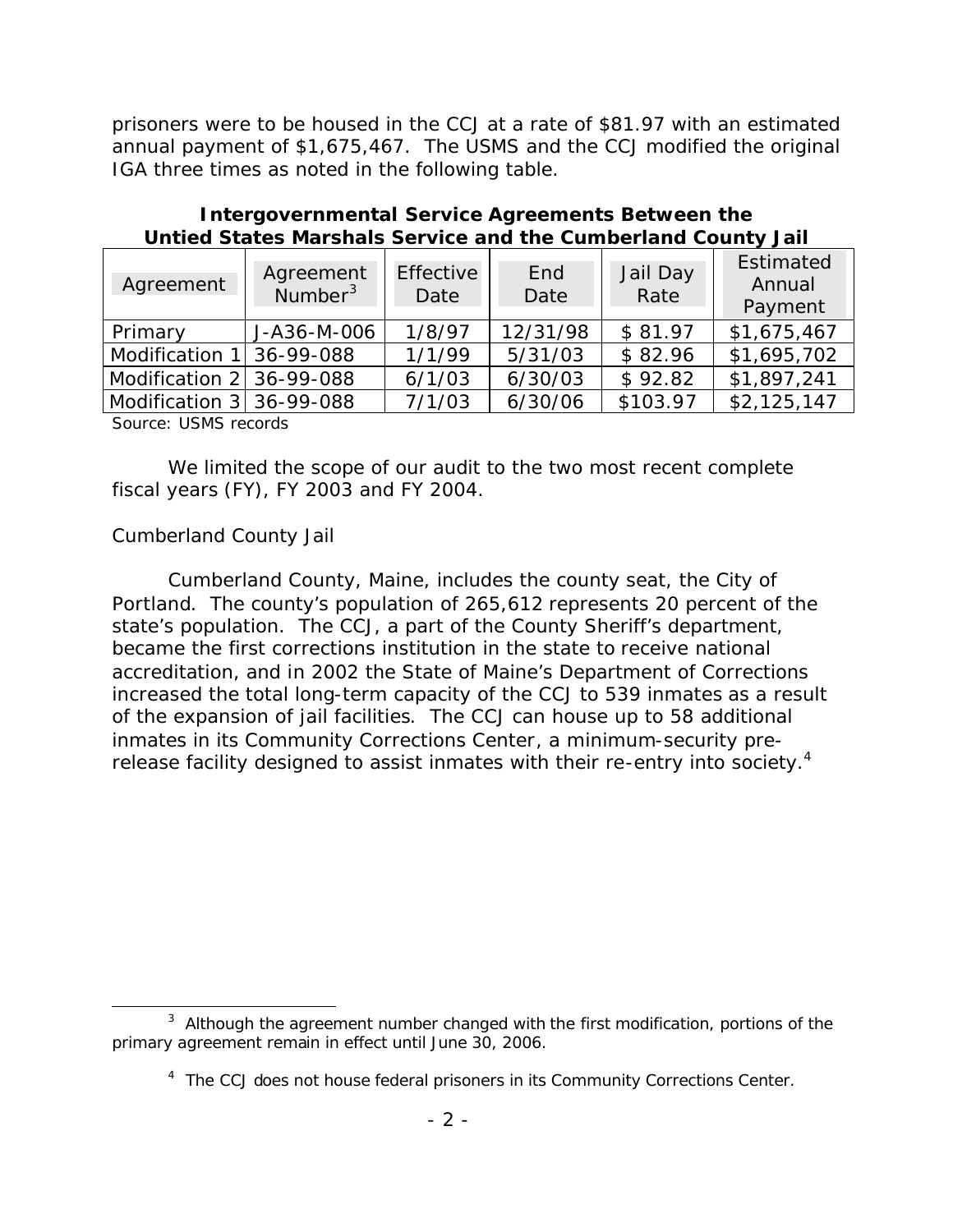prisoners were to be housed in the CCJ at a rate of $81.97 with an estimated annual payment of $1,675,467. The USMS and the CCJ modified the original IGA three times as noted in the following table.

**Intergovernmental Service Agreements Between the Untied States Marshals Service and the Cumberland County Jail**

| Agreement | Agreement Number[3] | Effective Date | End Date | Jail Day Rate | Estimated Annual Payment |
|---|---|---|---|---|---|
| Primary | J-A36-M-006 | 1/8/97 | 12/31/98 | $ 81.97 | $1,675,467 |
| Modification 1 | 36-99-088 | 1/1/99 | 5/31/03 | $ 82.96 | $1,695,702 |
| Modification 2 | 36-99-088 | 6/1/03 | 6/30/03 | $ 92.82 | $1,897,241 |
| Modification 3 | 36-99-088 | 7/1/03 | 6/30/06 | $103.97 | $2,125,147 |

Source: USMS records

We limited the scope of our audit to the two most recent complete fiscal years (FY), FY 2003 and FY 2004.

Cumberland County Jail

Cumberland County, Maine, includes the county seat, the City of Portland. The county's population of 265,612 represents 20 percent of the state's population. The CCJ, a part of the County Sheriff's department, became the first corrections institution in the state to receive national accreditation, and in 2002 the State of Maine's Department of Corrections increased the total long-term capacity of the CCJ to 539 inmates as a result of the expansion of jail facilities. The CCJ can house up to 58 additional inmates in its Community Corrections Center, a minimum-security pre-release facility designed to assist inmates with their re-entry into society.[4]

[3] Although the agreement number changed with the first modification, portions of the primary agreement remain in effect until June 30, 2006.

[4] The CCJ does not house federal prisoners in its Community Corrections Center.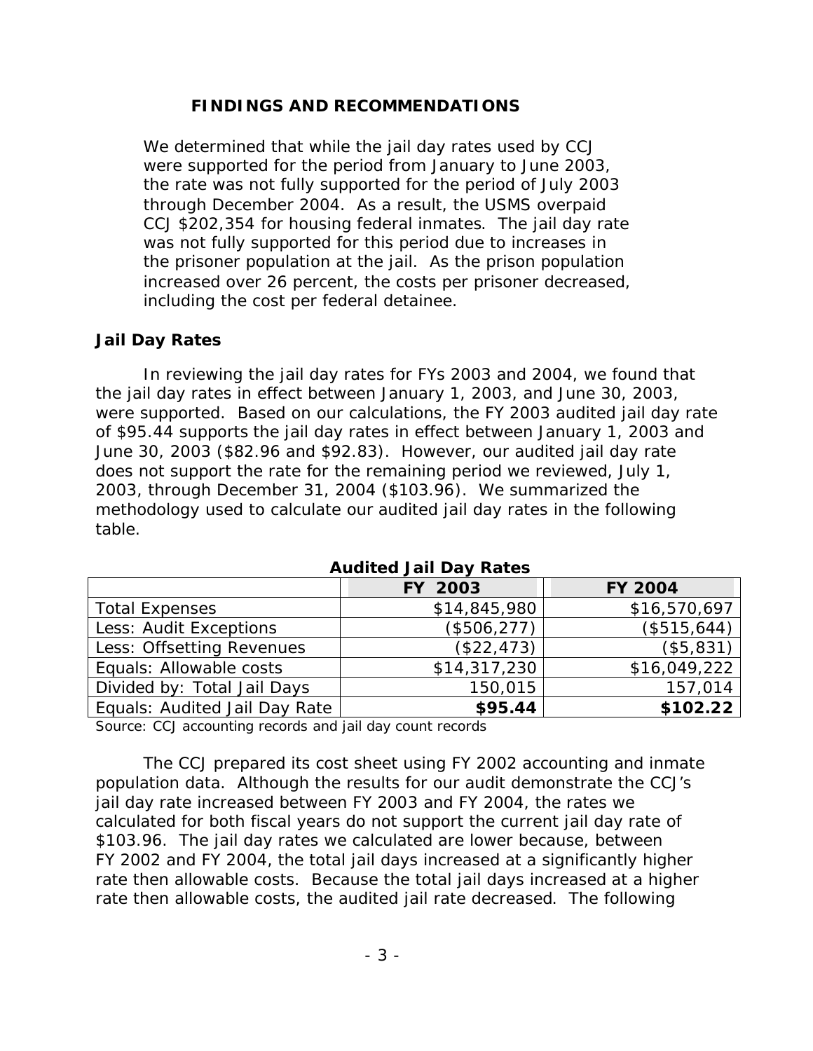## FINDINGS AND RECOMMENDATIONS

We determined that while the jail day rates used by CCJ were supported for the period from January to June 2003, the rate was not fully supported for the period of July 2003 through December 2004. As a result, the USMS overpaid CCJ $202,354 for housing federal inmates. The jail day rate was not fully supported for this period due to increases in the prisoner population at the jail. As the prison population increased over 26 percent, the costs per prisoner decreased, including the cost per federal detainee.

### Jail Day Rates

In reviewing the jail day rates for FYs 2003 and 2004, we found that the jail day rates in effect between January 1, 2003, and June 30, 2003, were supported. Based on our calculations, the FY 2003 audited jail day rate of $95.44 supports the jail day rates in effect between January 1, 2003 and June 30, 2003 ($82.96 and $92.83). However, our audited jail day rate does not support the rate for the remaining period we reviewed, July 1, 2003, through December 31, 2004 ($103.96). We summarized the methodology used to calculate our audited jail day rates in the following table.

**Audited Jail Day Rates**

| | FY 2003 | FY 2004 |
|---|---|---|
| Total Expenses | $14,845,980 | $16,570,697 |
| Less: Audit Exceptions | ($506,277) | ($515,644) |
| Less: Offsetting Revenues | ($22,473) | ($5,831) |
| Equals: Allowable costs | $14,317,230 | $16,049,222 |
| Divided by: Total Jail Days | 150,015 | 157,014 |
| Equals: Audited Jail Day Rate | **$95.44** | **$102.22** |

Source: CCJ accounting records and jail day count records

The CCJ prepared its cost sheet using FY 2002 accounting and inmate population data. Although the results for our audit demonstrate the CCJ's jail day rate increased between FY 2003 and FY 2004, the rates we calculated for both fiscal years do not support the current jail day rate of $103.96. The jail day rates we calculated are lower because, between FY 2002 and FY 2004, the total jail days increased at a significantly higher rate then allowable costs. Because the total jail days increased at a higher rate then allowable costs, the audited jail rate decreased. The following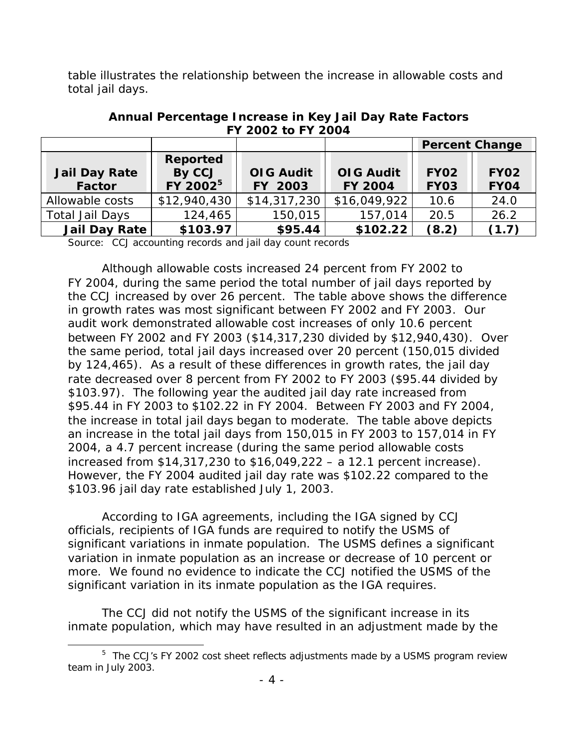table illustrates the relationship between the increase in allowable costs and total jail days.

**Annual Percentage Increase in Key Jail Day Rate Factors FY 2002 to FY 2004**

| | | | | Percent Change | |
|---|---|---|---|---|---|
| **Jail Day Rate Factor** | **Reported By CCJ FY 2002[5]** | **OIG Audit FY 2003** | **OIG Audit FY 2004** | **FY02 FY03** | **FY02 FY04** |
| Allowable costs | $12,940,430 | $14,317,230 | $16,049,922 | 10.6 | 24.0 |
| Total Jail Days | 124,465 | 150,015 | 157,014 | 20.5 | 26.2 |
| **Jail Day Rate** | **$103.97** | **$95.44** | **$102.22** | **(8.2)** | **(1.7)** |

Source: CCJ accounting records and jail day count records

Although allowable costs increased 24 percent from FY 2002 to FY 2004, during the same period the total number of jail days reported by the CCJ increased by over 26 percent. The table above shows the difference in growth rates was most significant between FY 2002 and FY 2003. Our audit work demonstrated allowable cost increases of only 10.6 percent between FY 2002 and FY 2003 ($14,317,230 divided by $12,940,430). Over the same period, total jail days increased over 20 percent (150,015 divided by 124,465). As a result of these differences in growth rates, the jail day rate decreased over 8 percent from FY 2002 to FY 2003 ($95.44 divided by $103.97). The following year the audited jail day rate increased from $95.44 in FY 2003 to $102.22 in FY 2004. Between FY 2003 and FY 2004, the increase in total jail days began to moderate. The table above depicts an increase in the total jail days from 150,015 in FY 2003 to 157,014 in FY 2004, a 4.7 percent increase (during the same period allowable costs increased from $14,317,230 to $16,049,222 – a 12.1 percent increase). However, the FY 2004 audited jail day rate was $102.22 compared to the $103.96 jail day rate established July 1, 2003.

According to IGA agreements, including the IGA signed by CCJ officials, recipients of IGA funds are required to notify the USMS of significant variations in inmate population. The USMS defines a significant variation in inmate population as an increase or decrease of 10 percent or more. We found no evidence to indicate the CCJ notified the USMS of the significant variation in its inmate population as the IGA requires.

The CCJ did not notify the USMS of the significant increase in its inmate population, which may have resulted in an adjustment made by the

[5] The CCJ's FY 2002 cost sheet reflects adjustments made by a USMS program review team in July 2003.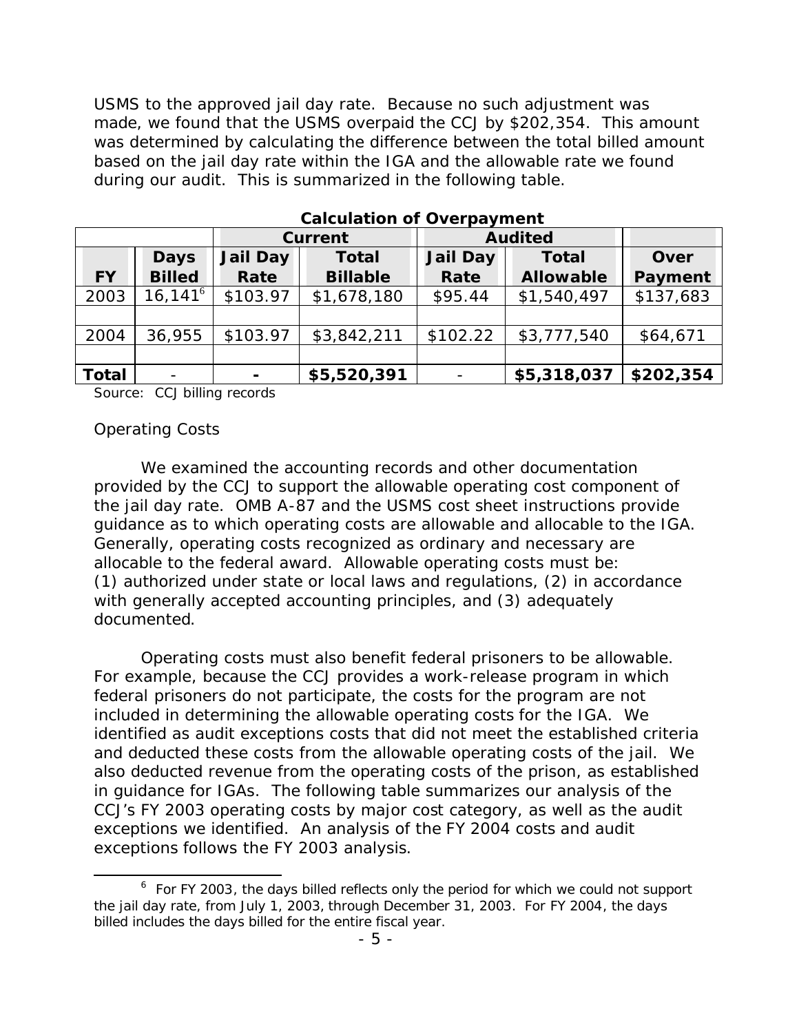USMS to the approved jail day rate. Because no such adjustment was made, we found that the USMS overpaid the CCJ by $202,354. This amount was determined by calculating the difference between the total billed amount based on the jail day rate within the IGA and the allowable rate we found during our audit. This is summarized in the following table.

**Calculation of Overpayment**

| | | Current | | Audited | | |
|---|---|---|---|---|---|---|
| **FY** | **Days Billed** | **Jail Day Rate** | **Total Billable** | **Jail Day Rate** | **Total Allowable** | **Over Payment** |
| 2003 | 16,141[6] | $103.97 | $1,678,180 | $95.44 | $1,540,497 | $137,683 |
| | | | | | | |
| 2004 | 36,955 | $103.97 | $3,842,211 | $102.22 | $3,777,540 | $64,671 |
| | | | | | | |
| **Total** | - | **-** | **$5,520,391** | - | **$5,318,037** | **$202,354** |

Source: CCJ billing records

Operating Costs

We examined the accounting records and other documentation provided by the CCJ to support the allowable operating cost component of the jail day rate. OMB A-87 and the USMS cost sheet instructions provide guidance as to which operating costs are allowable and allocable to the IGA. Generally, operating costs recognized as ordinary and necessary are allocable to the federal award. Allowable operating costs must be: (1) authorized under state or local laws and regulations, (2) in accordance with generally accepted accounting principles, and (3) adequately documented.

Operating costs must also benefit federal prisoners to be allowable. For example, because the CCJ provides a work-release program in which federal prisoners do not participate, the costs for the program are not included in determining the allowable operating costs for the IGA. We identified as audit exceptions costs that did not meet the established criteria and deducted these costs from the allowable operating costs of the jail. We also deducted revenue from the operating costs of the prison, as established in guidance for IGAs. The following table summarizes our analysis of the CCJ's FY 2003 operating costs by major cost category, as well as the audit exceptions we identified. An analysis of the FY 2004 costs and audit exceptions follows the FY 2003 analysis.

[6] For FY 2003, the days billed reflects only the period for which we could not support the jail day rate, from July 1, 2003, through December 31, 2003. For FY 2004, the days billed includes the days billed for the entire fiscal year.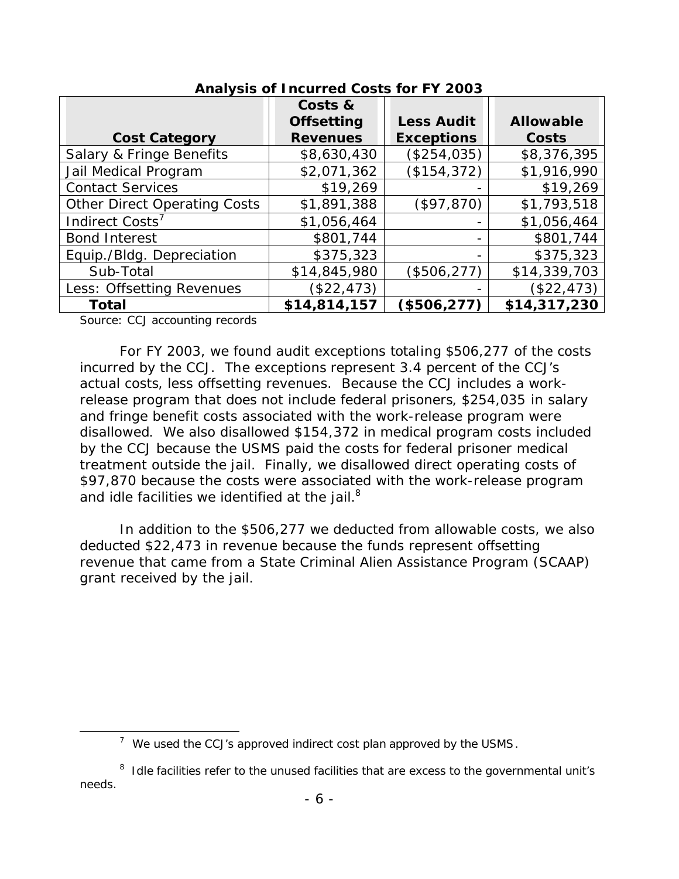**Analysis of Incurred Costs for FY 2003**

| Cost Category | Costs & Offsetting Revenues | Less Audit Exceptions | Allowable Costs |
|---|---|---|---|
| Salary & Fringe Benefits | $8,630,430 | ($254,035) | $8,376,395 |
| Jail Medical Program | $2,071,362 | ($154,372) | $1,916,990 |
| Contact Services | $19,269 | - | $19,269 |
| Other Direct Operating Costs | $1,891,388 | ($97,870) | $1,793,518 |
| Indirect Costs[7] | $1,056,464 | - | $1,056,464 |
| Bond Interest | $801,744 | - | $801,744 |
| Equip./Bldg. Depreciation | $375,323 | - | $375,323 |
| Sub-Total | $14,845,980 | ($506,277) | $14,339,703 |
| Less: Offsetting Revenues | ($22,473) | - | ($22,473) |
| **Total** | **$14,814,157** | **($506,277)** | **$14,317,230** |

Source: CCJ accounting records

For FY 2003, we found audit exceptions totaling $506,277 of the costs incurred by the CCJ. The exceptions represent 3.4 percent of the CCJ's actual costs, less offsetting revenues. Because the CCJ includes a work-release program that does not include federal prisoners, $254,035 in salary and fringe benefit costs associated with the work-release program were disallowed. We also disallowed $154,372 in medical program costs included by the CCJ because the USMS paid the costs for federal prisoner medical treatment outside the jail. Finally, we disallowed direct operating costs of $97,870 because the costs were associated with the work-release program and idle facilities we identified at the jail.[8]

In addition to the $506,277 we deducted from allowable costs, we also deducted $22,473 in revenue because the funds represent offsetting revenue that came from a State Criminal Alien Assistance Program (SCAAP) grant received by the jail.

[7] We used the CCJ's approved indirect cost plan approved by the USMS.

[8] Idle facilities refer to the unused facilities that are excess to the governmental unit's needs.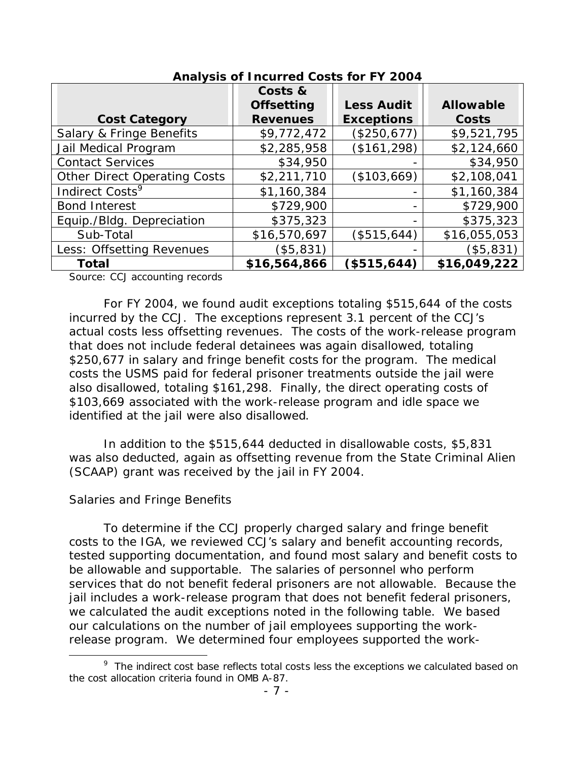**Analysis of Incurred Costs for FY 2004**

| Cost Category | Costs & Offsetting Revenues | Less Audit Exceptions | Allowable Costs |
|---|---|---|---|
| Salary & Fringe Benefits | $9,772,472 | ($250,677) | $9,521,795 |
| Jail Medical Program | $2,285,958 | ($161,298) | $2,124,660 |
| Contact Services | $34,950 | - | $34,950 |
| Other Direct Operating Costs | $2,211,710 | ($103,669) | $2,108,041 |
| Indirect Costs[9] | $1,160,384 | - | $1,160,384 |
| Bond Interest | $729,900 | - | $729,900 |
| Equip./Bldg. Depreciation | $375,323 | - | $375,323 |
| Sub-Total | $16,570,697 | ($515,644) | $16,055,053 |
| Less: Offsetting Revenues | ($5,831) | - | ($5,831) |
| **Total** | **$16,564,866** | **($515,644)** | **$16,049,222** |

Source: CCJ accounting records

For FY 2004, we found audit exceptions totaling $515,644 of the costs incurred by the CCJ. The exceptions represent 3.1 percent of the CCJ's actual costs less offsetting revenues. The costs of the work-release program that does not include federal detainees was again disallowed, totaling $250,677 in salary and fringe benefit costs for the program. The medical costs the USMS paid for federal prisoner treatments outside the jail were also disallowed, totaling $161,298. Finally, the direct operating costs of $103,669 associated with the work-release program and idle space we identified at the jail were also disallowed.

In addition to the $515,644 deducted in disallowable costs, $5,831 was also deducted, again as offsetting revenue from the State Criminal Alien (SCAAP) grant was received by the jail in FY 2004.

*Salaries and Fringe Benefits*

To determine if the CCJ properly charged salary and fringe benefit costs to the IGA, we reviewed CCJ's salary and benefit accounting records, tested supporting documentation, and found most salary and benefit costs to be allowable and supportable. The salaries of personnel who perform services that do not benefit federal prisoners are not allowable. Because the jail includes a work-release program that does not benefit federal prisoners, we calculated the audit exceptions noted in the following table. We based our calculations on the number of jail employees supporting the work-release program. We determined four employees supported the work-

[9] The indirect cost base reflects total costs less the exceptions we calculated based on the cost allocation criteria found in OMB A-87.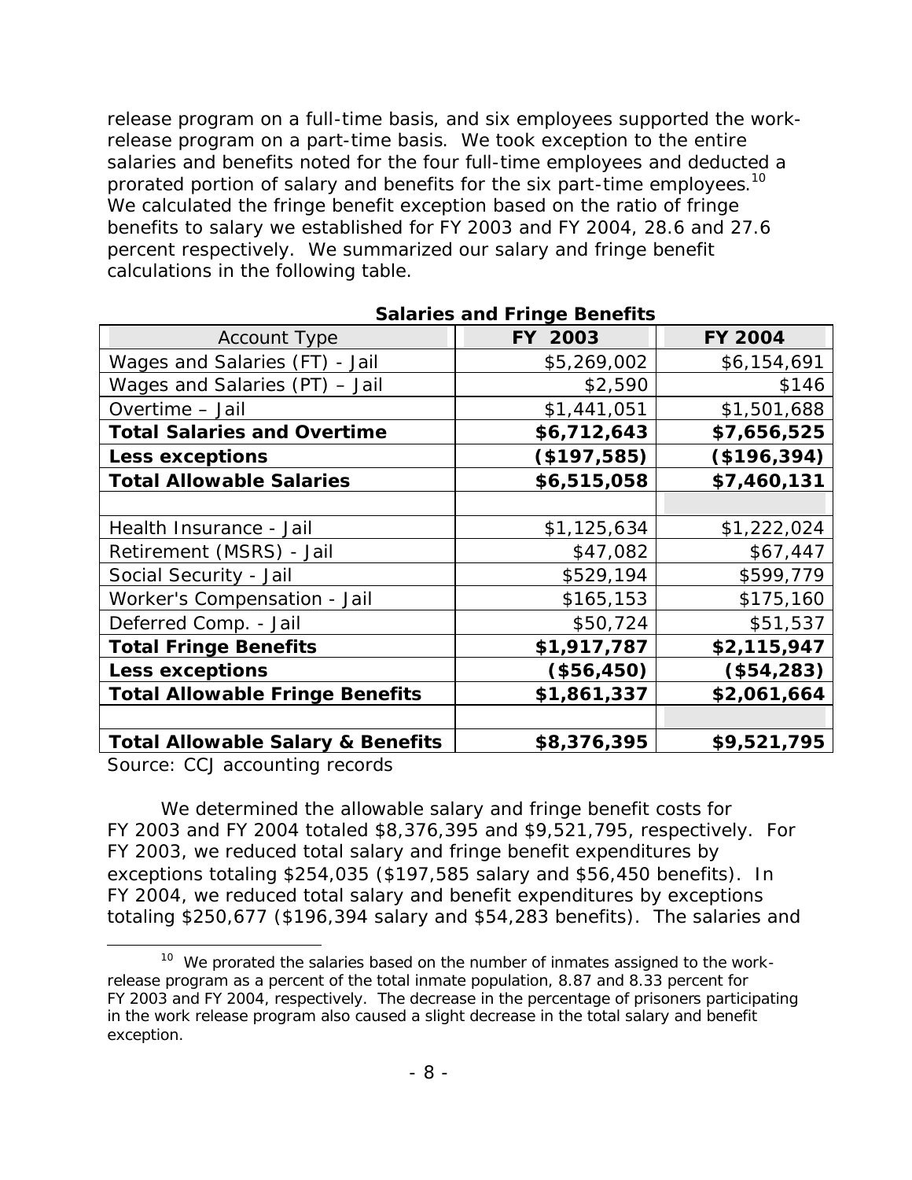release program on a full-time basis, and six employees supported the work-release program on a part-time basis. We took exception to the entire salaries and benefits noted for the four full-time employees and deducted a prorated portion of salary and benefits for the six part-time employees.[10] We calculated the fringe benefit exception based on the ratio of fringe benefits to salary we established for FY 2003 and FY 2004, 28.6 and 27.6 percent respectively. We summarized our salary and fringe benefit calculations in the following table.

**Salaries and Fringe Benefits**

| Account Type | FY 2003 | FY 2004 |
|---|---|---|
| Wages and Salaries (FT) - Jail | $5,269,002 | $6,154,691 |
| Wages and Salaries (PT) – Jail | $2,590 | $146 |
| Overtime – Jail | $1,441,051 | $1,501,688 |
| **Total Salaries and Overtime** | **$6,712,643** | **$7,656,525** |
| **Less exceptions** | **($197,585)** | **($196,394)** |
| **Total Allowable Salaries** | **$6,515,058** | **$7,460,131** |
| | | |
| Health Insurance - Jail | $1,125,634 | $1,222,024 |
| Retirement (MSRS) - Jail | $47,082 | $67,447 |
| Social Security - Jail | $529,194 | $599,779 |
| Worker's Compensation - Jail | $165,153 | $175,160 |
| Deferred Comp. - Jail | $50,724 | $51,537 |
| **Total Fringe Benefits** | **$1,917,787** | **$2,115,947** |
| **Less exceptions** | **($56,450)** | **($54,283)** |
| **Total Allowable Fringe Benefits** | **$1,861,337** | **$2,061,664** |
| | | |
| **Total Allowable Salary & Benefits** | **$8,376,395** | **$9,521,795** |

Source: CCJ accounting records

We determined the allowable salary and fringe benefit costs for FY 2003 and FY 2004 totaled $8,376,395 and $9,521,795, respectively. For FY 2003, we reduced total salary and fringe benefit expenditures by exceptions totaling $254,035 ($197,585 salary and $56,450 benefits). In FY 2004, we reduced total salary and benefit expenditures by exceptions totaling $250,677 ($196,394 salary and $54,283 benefits). The salaries and

[10] We prorated the salaries based on the number of inmates assigned to the work-release program as a percent of the total inmate population, 8.87 and 8.33 percent for FY 2003 and FY 2004, respectively. The decrease in the percentage of prisoners participating in the work release program also caused a slight decrease in the total salary and benefit exception.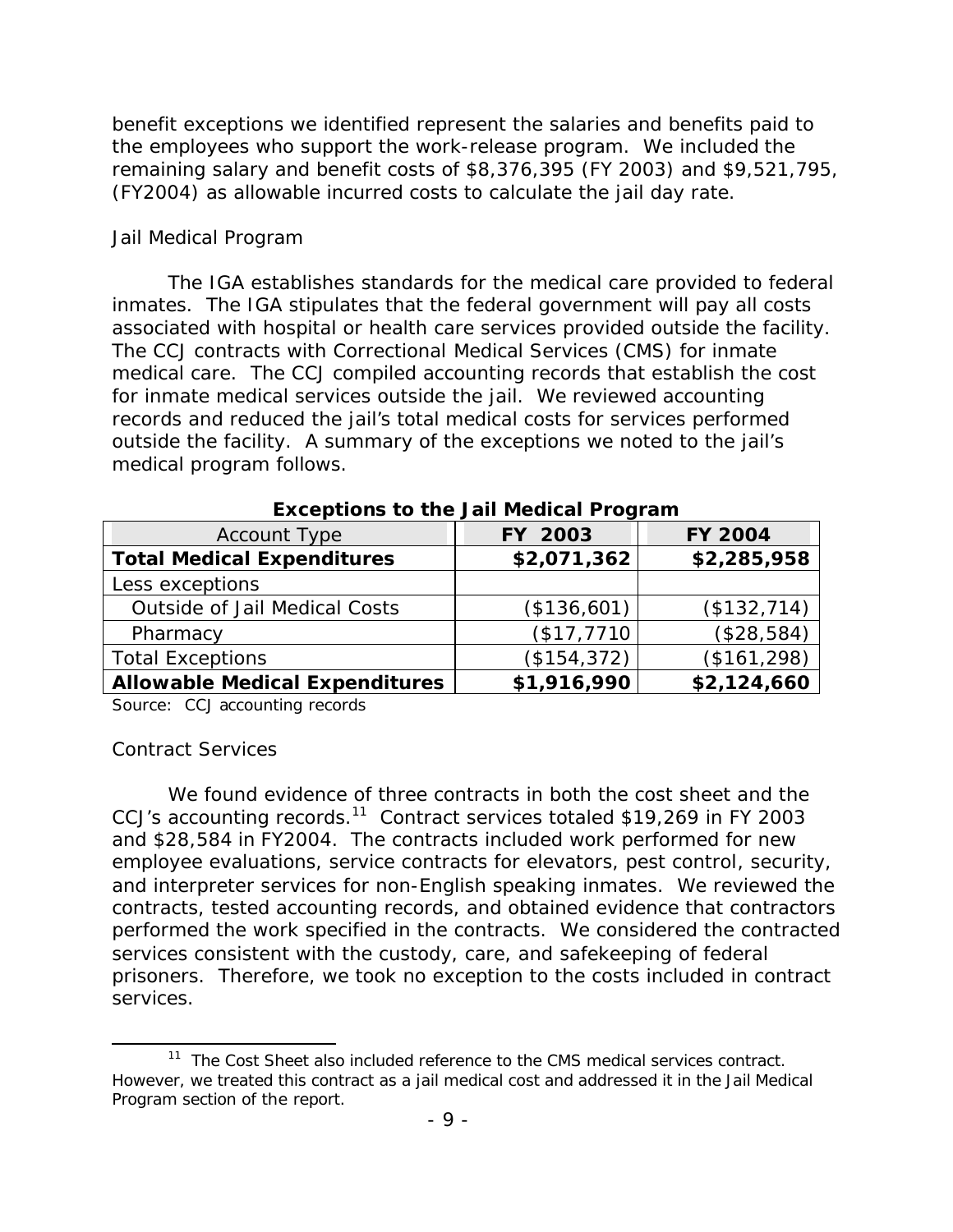benefit exceptions we identified represent the salaries and benefits paid to the employees who support the work-release program. We included the remaining salary and benefit costs of $8,376,395 (FY 2003) and $9,521,795, (FY2004) as allowable incurred costs to calculate the jail day rate.

### Jail Medical Program

The IGA establishes standards for the medical care provided to federal inmates. The IGA stipulates that the federal government will pay all costs associated with hospital or health care services provided outside the facility. The CCJ contracts with Correctional Medical Services (CMS) for inmate medical care. The CCJ compiled accounting records that establish the cost for inmate medical services outside the jail. We reviewed accounting records and reduced the jail's total medical costs for services performed outside the facility. A summary of the exceptions we noted to the jail's medical program follows.

**Exceptions to the Jail Medical Program**

| Account Type | FY 2003 | FY 2004 |
|---|---|---|
| **Total Medical Expenditures** | **$2,071,362** | **$2,285,958** |
| Less exceptions | | |
| Outside of Jail Medical Costs | ($136,601) | ($132,714) |
| Pharmacy | ($17,7710 | ($28,584) |
| Total Exceptions | ($154,372) | ($161,298) |
| **Allowable Medical Expenditures** | **$1,916,990** | **$2,124,660** |

Source: CCJ accounting records

### Contract Services

We found evidence of three contracts in both the cost sheet and the CCJ's accounting records.[11] Contract services totaled $19,269 in FY 2003 and $28,584 in FY2004. The contracts included work performed for new employee evaluations, service contracts for elevators, pest control, security, and interpreter services for non-English speaking inmates. We reviewed the contracts, tested accounting records, and obtained evidence that contractors performed the work specified in the contracts. We considered the contracted services consistent with the custody, care, and safekeeping of federal prisoners. Therefore, we took no exception to the costs included in contract services.

[11] The Cost Sheet also included reference to the CMS medical services contract. However, we treated this contract as a jail medical cost and addressed it in the Jail Medical Program section of the report.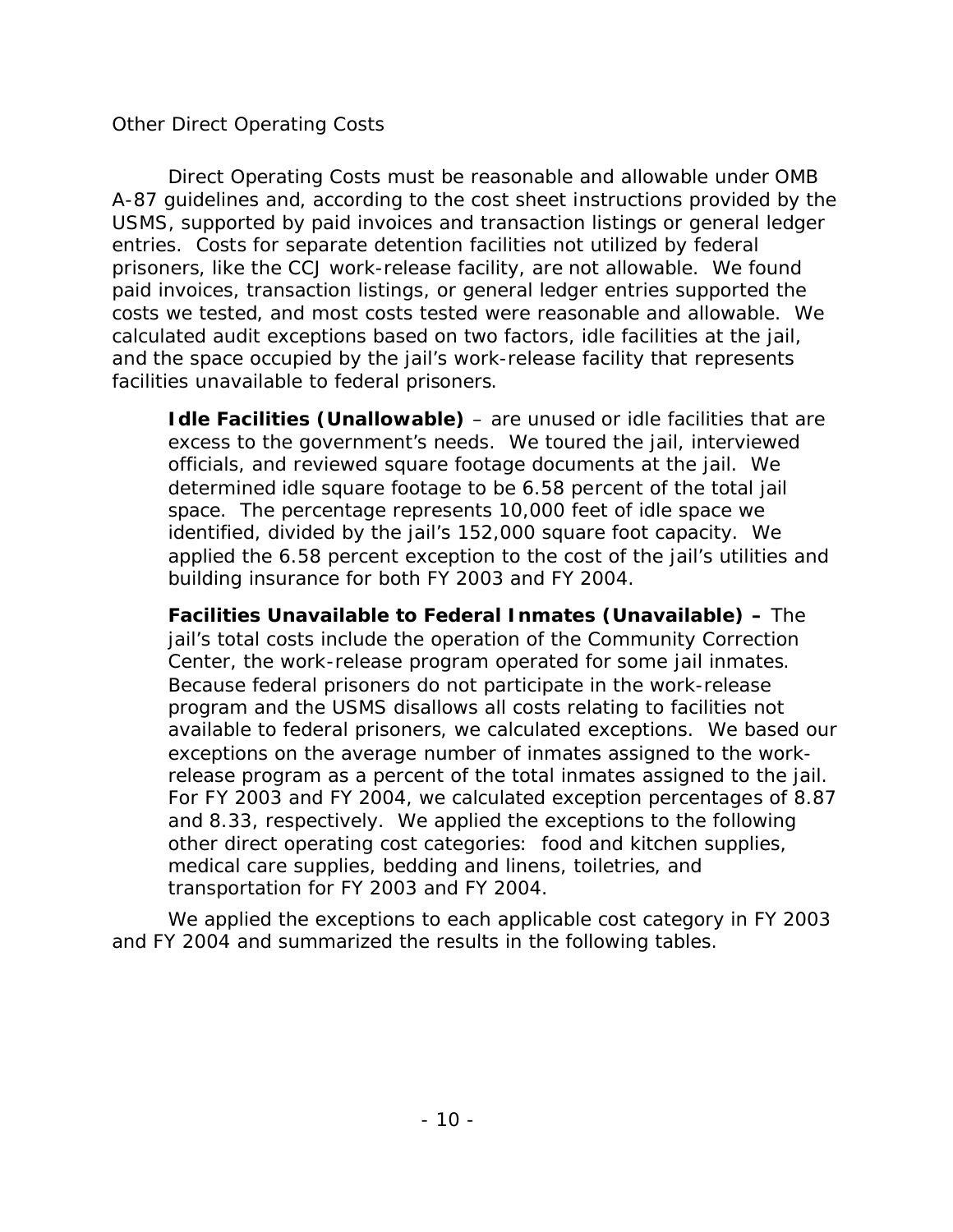### Other Direct Operating Costs

Direct Operating Costs must be reasonable and allowable under OMB A-87 guidelines and, according to the cost sheet instructions provided by the USMS, supported by paid invoices and transaction listings or general ledger entries. Costs for separate detention facilities not utilized by federal prisoners, like the CCJ work-release facility, are not allowable. We found paid invoices, transaction listings, or general ledger entries supported the costs we tested, and most costs tested were reasonable and allowable. We calculated audit exceptions based on two factors, idle facilities at the jail, and the space occupied by the jail's work-release facility that represents facilities unavailable to federal prisoners.

**Idle Facilities (Unallowable)** – are unused or idle facilities that are excess to the government's needs. We toured the jail, interviewed officials, and reviewed square footage documents at the jail. We determined idle square footage to be 6.58 percent of the total jail space. The percentage represents 10,000 feet of idle space we identified, divided by the jail's 152,000 square foot capacity. We applied the 6.58 percent exception to the cost of the jail's utilities and building insurance for both FY 2003 and FY 2004.

**Facilities Unavailable to Federal Inmates (Unavailable) –** The jail's total costs include the operation of the Community Correction Center, the work-release program operated for some jail inmates. Because federal prisoners do not participate in the work-release program and the USMS disallows all costs relating to facilities not available to federal prisoners, we calculated exceptions. We based our exceptions on the average number of inmates assigned to the work-release program as a percent of the total inmates assigned to the jail. For FY 2003 and FY 2004, we calculated exception percentages of 8.87 and 8.33, respectively. We applied the exceptions to the following other direct operating cost categories: food and kitchen supplies, medical care supplies, bedding and linens, toiletries, and transportation for FY 2003 and FY 2004.

We applied the exceptions to each applicable cost category in FY 2003 and FY 2004 and summarized the results in the following tables.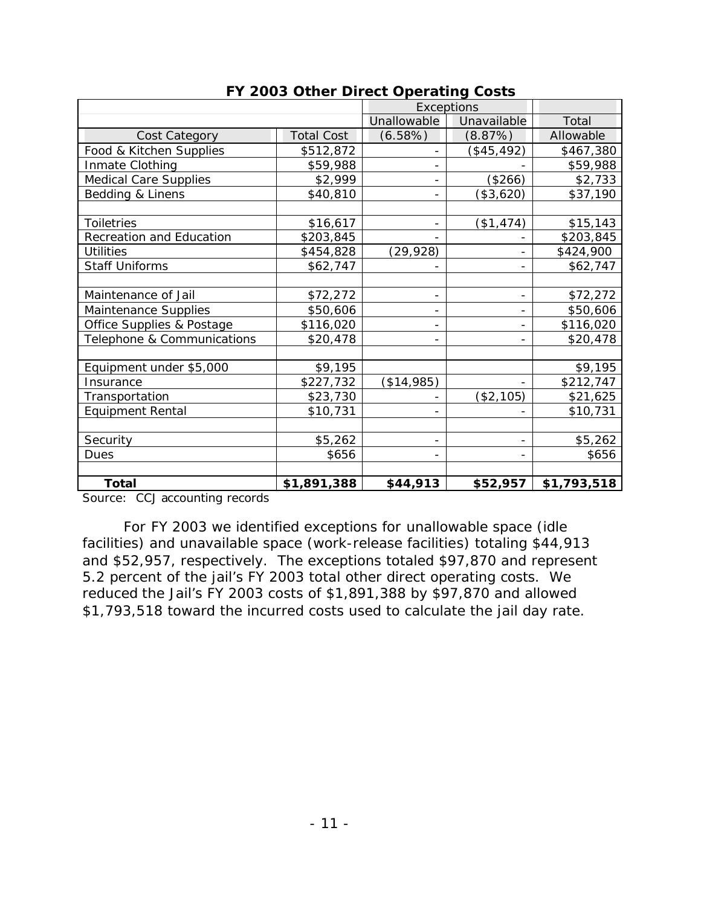**FY 2003 Other Direct Operating Costs**

| | | Exceptions | | |
|---|---|---|---|---|
| | | Unallowable | Unavailable | Total |
| Cost Category | Total Cost | (6.58%) | (8.87%) | Allowable |
| Food & Kitchen Supplies | $512,872 | - | ($45,492) | $467,380 |
| Inmate Clothing | $59,988 | - | - | $59,988 |
| Medical Care Supplies | $2,999 | - | ($266) | $2,733 |
| Bedding & Linens | $40,810 | - | ($3,620) | $37,190 |
| | | | | |
| Toiletries | $16,617 | - | ($1,474) | $15,143 |
| Recreation and Education | $203,845 | - | - | $203,845 |
| Utilities | $454,828 | (29,928) | - | $424,900 |
| Staff Uniforms | $62,747 | - | - | $62,747 |
| | | | | |
| Maintenance of Jail | $72,272 | - | - | $72,272 |
| Maintenance Supplies | $50,606 | - | - | $50,606 |
| Office Supplies & Postage | $116,020 | - | - | $116,020 |
| Telephone & Communications | $20,478 | - | - | $20,478 |
| | | | | |
| Equipment under $5,000 | $9,195 | | | $9,195 |
| Insurance | $227,732 | ($14,985) | - | $212,747 |
| Transportation | $23,730 | - | ($2,105) | $21,625 |
| Equipment Rental | $10,731 | - | - | $10,731 |
| | | | | |
| Security | $5,262 | - | - | $5,262 |
| Dues | $656 | - | - | $656 |
| | | | | |
| **Total** | **$1,891,388** | **$44,913** | **$52,957** | **$1,793,518** |

Source: CCJ accounting records

For FY 2003 we identified exceptions for unallowable space (idle facilities) and unavailable space (work-release facilities) totaling $44,913 and $52,957, respectively. The exceptions totaled $97,870 and represent 5.2 percent of the jail's FY 2003 total other direct operating costs. We reduced the Jail's FY 2003 costs of $1,891,388 by $97,870 and allowed $1,793,518 toward the incurred costs used to calculate the jail day rate.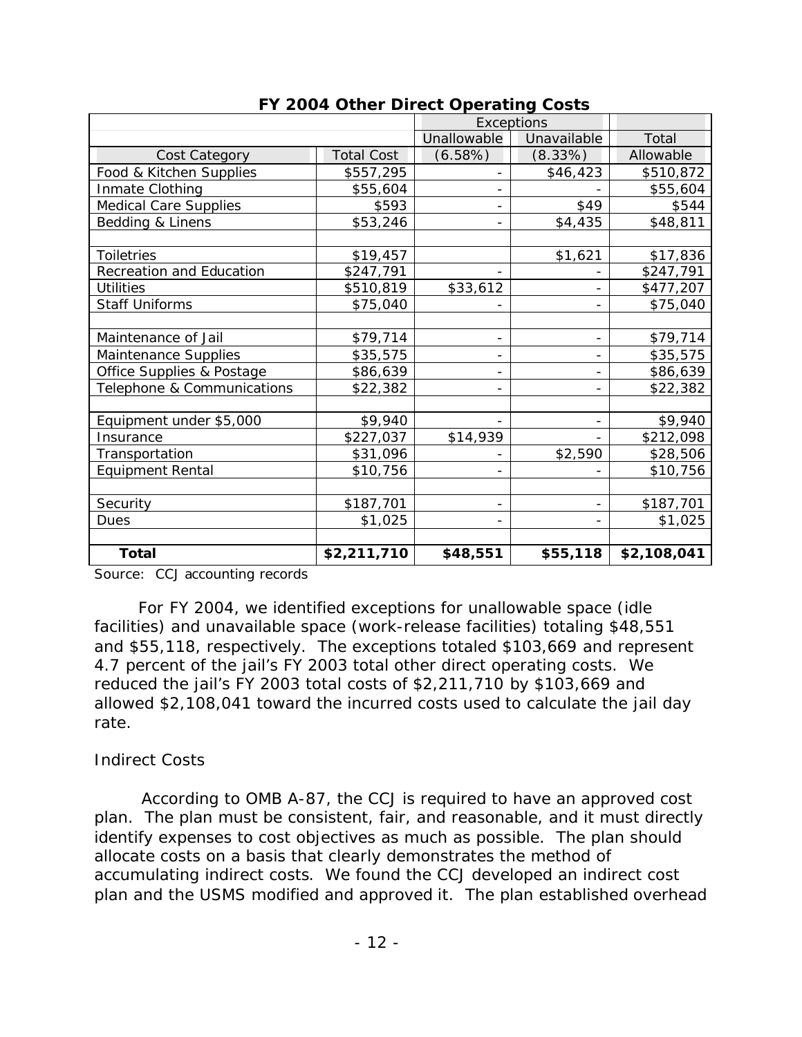**FY 2004 Other Direct Operating Costs**

| | | Exceptions | | |
|---|---|---|---|---|
| | | Unallowable | Unavailable | Total |
| Cost Category | Total Cost | (6.58%) | (8.33%) | Allowable |
| Food & Kitchen Supplies | $557,295 | - | $46,423 | $510,872 |
| Inmate Clothing | $55,604 | - | - | $55,604 |
| Medical Care Supplies | $593 | - | $49 | $544 |
| Bedding & Linens | $53,246 | - | $4,435 | $48,811 |
| | | | | |
| Toiletries | $19,457 | | $1,621 | $17,836 |
| Recreation and Education | $247,791 | - | - | $247,791 |
| Utilities | $510,819 | $33,612 | - | $477,207 |
| Staff Uniforms | $75,040 | - | - | $75,040 |
| | | | | |
| Maintenance of Jail | $79,714 | - | - | $79,714 |
| Maintenance Supplies | $35,575 | - | - | $35,575 |
| Office Supplies & Postage | $86,639 | - | - | $86,639 |
| Telephone & Communications | $22,382 | - | - | $22,382 |
| | | | | |
| Equipment under $5,000 | $9,940 | - | - | $9,940 |
| Insurance | $227,037 | $14,939 | - | $212,098 |
| Transportation | $31,096 | - | $2,590 | $28,506 |
| Equipment Rental | $10,756 | - | - | $10,756 |
| | | | | |
| Security | $187,701 | - | - | $187,701 |
| Dues | $1,025 | - | - | $1,025 |
| | | | | |
| **Total** | **$2,211,710** | **$48,551** | **$55,118** | **$2,108,041** |

Source: CCJ accounting records

For FY 2004, we identified exceptions for unallowable space (idle facilities) and unavailable space (work-release facilities) totaling $48,551 and $55,118, respectively. The exceptions totaled $103,669 and represent 4.7 percent of the jail's FY 2003 total other direct operating costs. We reduced the jail's FY 2003 total costs of $2,211,710 by $103,669 and allowed $2,108,041 toward the incurred costs used to calculate the jail day rate.

Indirect Costs

According to OMB A-87, the CCJ is required to have an approved cost plan. The plan must be consistent, fair, and reasonable, and it must directly identify expenses to cost objectives as much as possible. The plan should allocate costs on a basis that clearly demonstrates the method of accumulating indirect costs. We found the CCJ developed an indirect cost plan and the USMS modified and approved it. The plan established overhead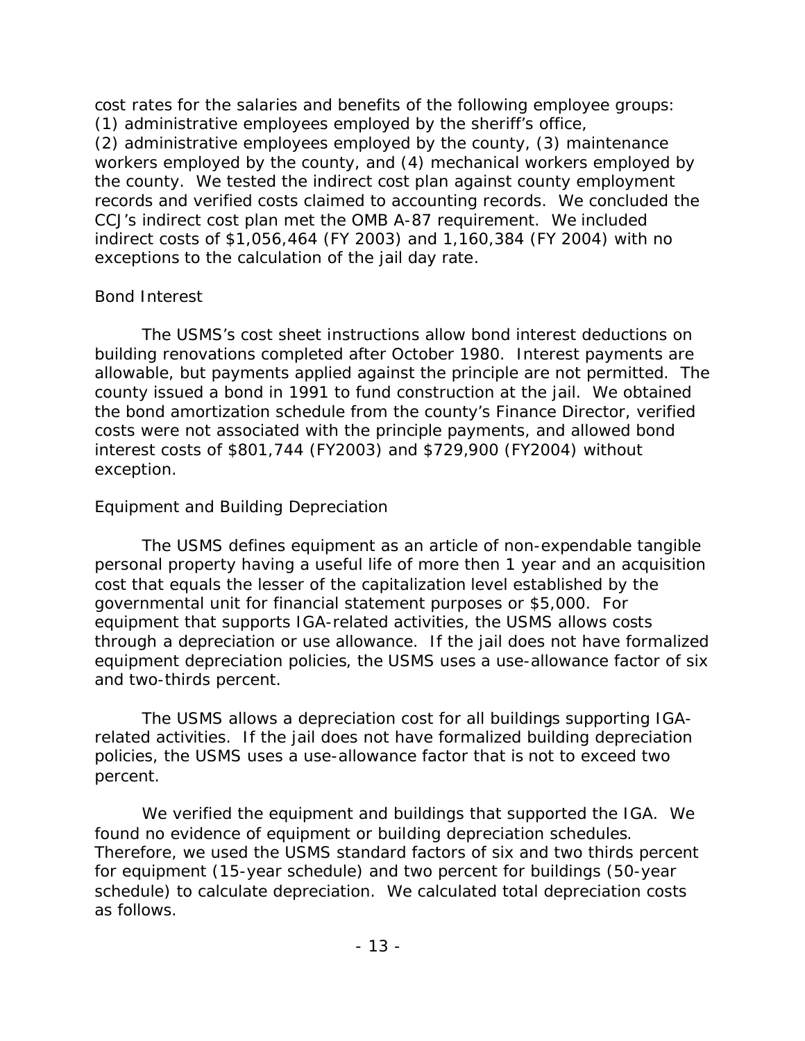cost rates for the salaries and benefits of the following employee groups: (1) administrative employees employed by the sheriff's office, (2) administrative employees employed by the county, (3) maintenance workers employed by the county, and (4) mechanical workers employed by the county. We tested the indirect cost plan against county employment records and verified costs claimed to accounting records. We concluded the CCJ's indirect cost plan met the OMB A-87 requirement. We included indirect costs of $1,056,464 (FY 2003) and 1,160,384 (FY 2004) with no exceptions to the calculation of the jail day rate.

### Bond Interest

The USMS's cost sheet instructions allow bond interest deductions on building renovations completed after October 1980. Interest payments are allowable, but payments applied against the principle are not permitted. The county issued a bond in 1991 to fund construction at the jail. We obtained the bond amortization schedule from the county's Finance Director, verified costs were not associated with the principle payments, and allowed bond interest costs of $801,744 (FY2003) and $729,900 (FY2004) without exception.

### Equipment and Building Depreciation

The USMS defines equipment as an article of non-expendable tangible personal property having a useful life of more then 1 year and an acquisition cost that equals the lesser of the capitalization level established by the governmental unit for financial statement purposes or $5,000. For equipment that supports IGA-related activities, the USMS allows costs through a depreciation or use allowance. If the jail does not have formalized equipment depreciation policies, the USMS uses a use-allowance factor of six and two-thirds percent.

The USMS allows a depreciation cost for all buildings supporting IGA-related activities. If the jail does not have formalized building depreciation policies, the USMS uses a use-allowance factor that is not to exceed two percent.

We verified the equipment and buildings that supported the IGA. We found no evidence of equipment or building depreciation schedules. Therefore, we used the USMS standard factors of six and two thirds percent for equipment (15-year schedule) and two percent for buildings (50-year schedule) to calculate depreciation. We calculated total depreciation costs as follows.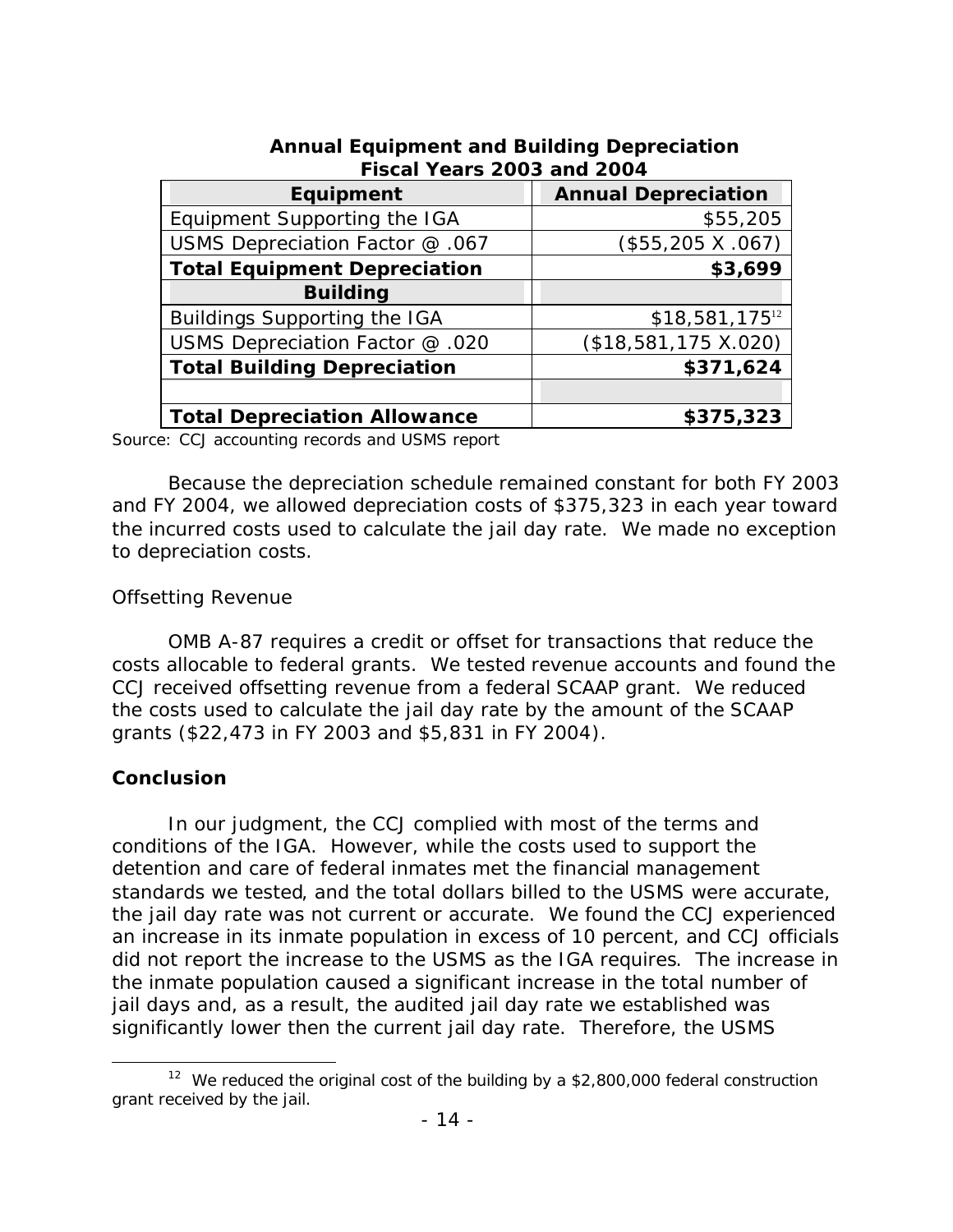**Annual Equipment and Building Depreciation**
**Fiscal Years 2003 and 2004**

| Equipment | Annual Depreciation |
|---|---|
| Equipment Supporting the IGA | $55,205 |
| USMS Depreciation Factor @ .067 | ($55,205 X .067) |
| **Total Equipment Depreciation** | **$3,699** |
| **Building** | |
| Buildings Supporting the IGA | $18,581,175[12] |
| USMS Depreciation Factor @ .020 | ($18,581,175 X.020) |
| **Total Building Depreciation** | **$371,624** |
| | |
| **Total Depreciation Allowance** | **$375,323** |

Source: CCJ accounting records and USMS report

Because the depreciation schedule remained constant for both FY 2003 and FY 2004, we allowed depreciation costs of $375,323 in each year toward the incurred costs used to calculate the jail day rate. We made no exception to depreciation costs.

Offsetting Revenue

OMB A-87 requires a credit or offset for transactions that reduce the costs allocable to federal grants. We tested revenue accounts and found the CCJ received offsetting revenue from a federal SCAAP grant. We reduced the costs used to calculate the jail day rate by the amount of the SCAAP grants ($22,473 in FY 2003 and $5,831 in FY 2004).

**Conclusion**

In our judgment, the CCJ complied with most of the terms and conditions of the IGA. However, while the costs used to support the detention and care of federal inmates met the financial management standards we tested, and the total dollars billed to the USMS were accurate, the jail day rate was not current or accurate. We found the CCJ experienced an increase in its inmate population in excess of 10 percent, and CCJ officials did not report the increase to the USMS as the IGA requires. The increase in the inmate population caused a significant increase in the total number of jail days and, as a result, the audited jail day rate we established was significantly lower then the current jail day rate. Therefore, the USMS

[12] We reduced the original cost of the building by a $2,800,000 federal construction grant received by the jail.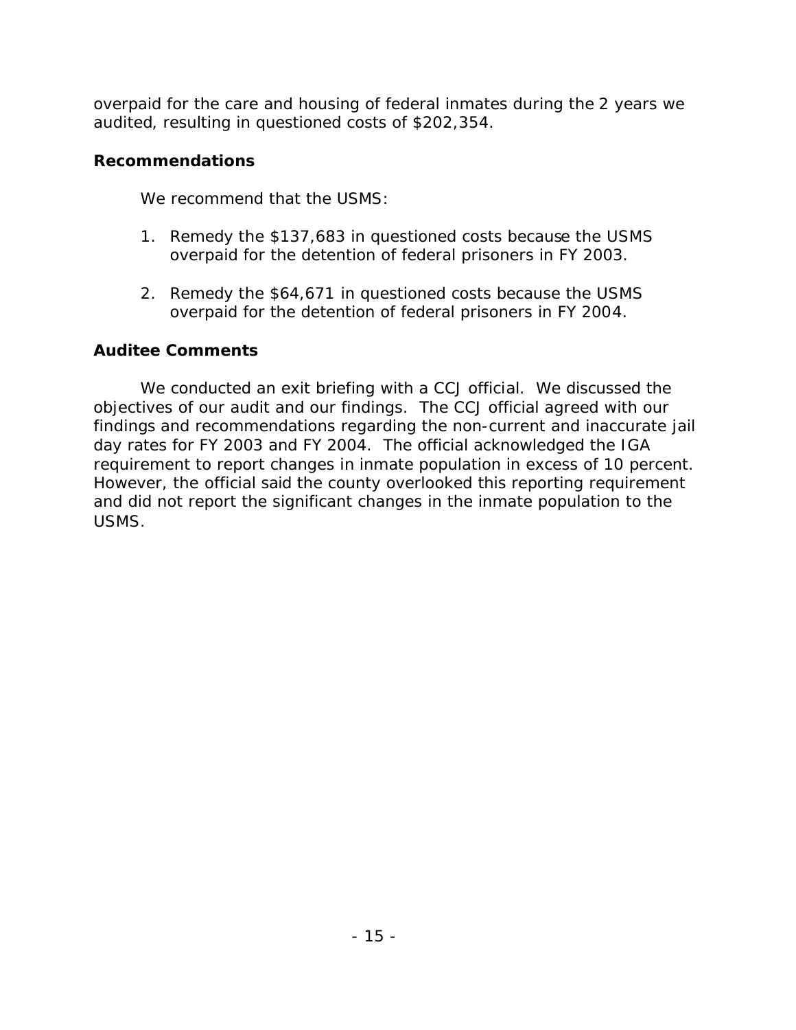overpaid for the care and housing of federal inmates during the 2 years we audited, resulting in questioned costs of $202,354.

## Recommendations

We recommend that the USMS:

1. Remedy the $137,683 in questioned costs because the USMS overpaid for the detention of federal prisoners in FY 2003.

2. Remedy the $64,671 in questioned costs because the USMS overpaid for the detention of federal prisoners in FY 2004.

## Auditee Comments

We conducted an exit briefing with a CCJ official. We discussed the objectives of our audit and our findings. The CCJ official agreed with our findings and recommendations regarding the non-current and inaccurate jail day rates for FY 2003 and FY 2004. The official acknowledged the IGA requirement to report changes in inmate population in excess of 10 percent. However, the official said the county overlooked this reporting requirement and did not report the significant changes in the inmate population to the USMS.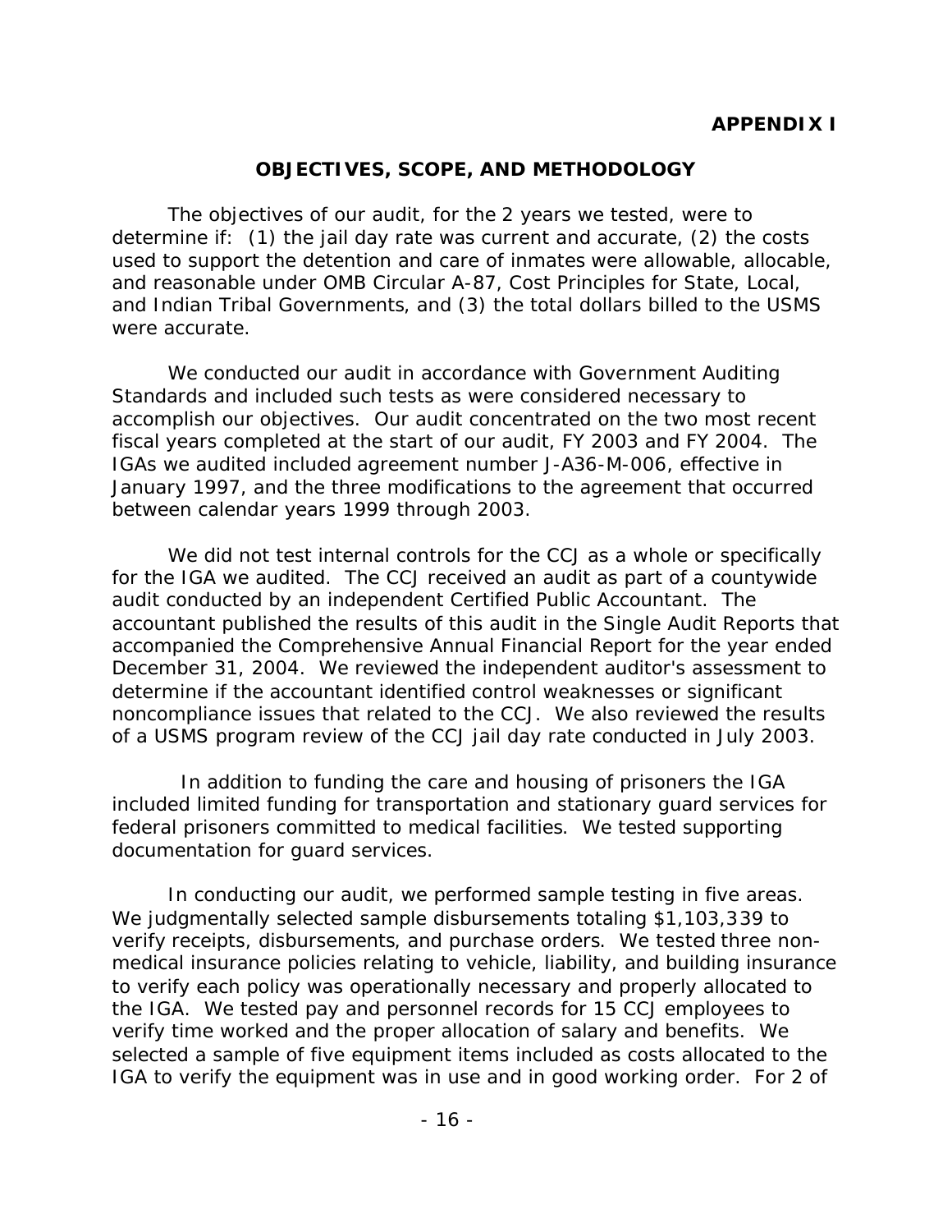**APPENDIX I**

## OBJECTIVES, SCOPE, AND METHODOLOGY

The objectives of our audit, for the 2 years we tested, were to determine if: (1) the jail day rate was current and accurate, (2) the costs used to support the detention and care of inmates were allowable, allocable, and reasonable under OMB Circular A-87, Cost Principles for State, Local, and Indian Tribal Governments, and (3) the total dollars billed to the USMS were accurate.

We conducted our audit in accordance with Government Auditing Standards and included such tests as were considered necessary to accomplish our objectives. Our audit concentrated on the two most recent fiscal years completed at the start of our audit, FY 2003 and FY 2004. The IGAs we audited included agreement number J-A36-M-006, effective in January 1997, and the three modifications to the agreement that occurred between calendar years 1999 through 2003.

We did not test internal controls for the CCJ as a whole or specifically for the IGA we audited. The CCJ received an audit as part of a countywide audit conducted by an independent Certified Public Accountant. The accountant published the results of this audit in the Single Audit Reports that accompanied the Comprehensive Annual Financial Report for the year ended December 31, 2004. We reviewed the independent auditor's assessment to determine if the accountant identified control weaknesses or significant noncompliance issues that related to the CCJ. We also reviewed the results of a USMS program review of the CCJ jail day rate conducted in July 2003.

In addition to funding the care and housing of prisoners the IGA included limited funding for transportation and stationary guard services for federal prisoners committed to medical facilities. We tested supporting documentation for guard services.

In conducting our audit, we performed sample testing in five areas. We judgmentally selected sample disbursements totaling $1,103,339 to verify receipts, disbursements, and purchase orders. We tested three non-medical insurance policies relating to vehicle, liability, and building insurance to verify each policy was operationally necessary and properly allocated to the IGA. We tested pay and personnel records for 15 CCJ employees to verify time worked and the proper allocation of salary and benefits. We selected a sample of five equipment items included as costs allocated to the IGA to verify the equipment was in use and in good working order. For 2 of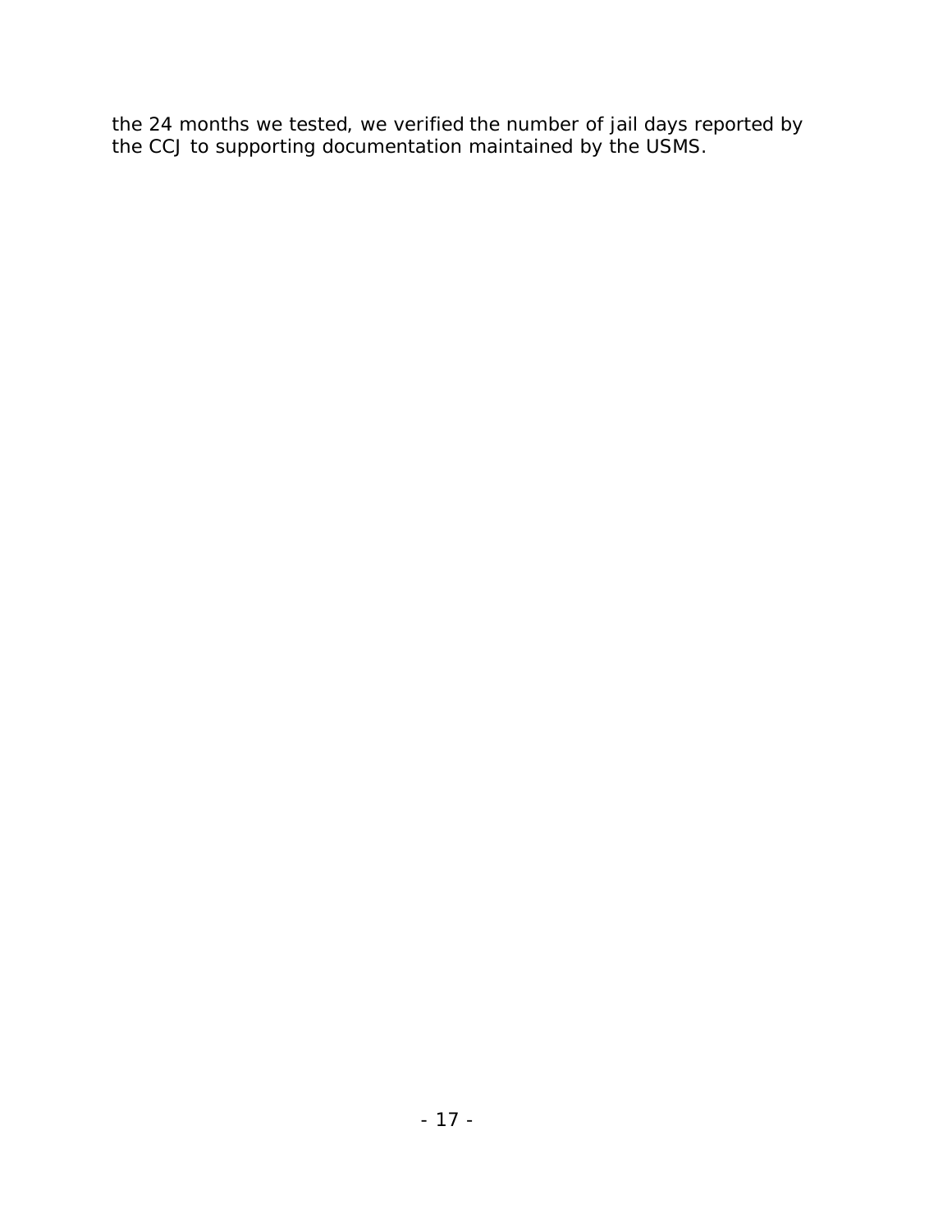the 24 months we tested, we verified the number of jail days reported by the CCJ to supporting documentation maintained by the USMS.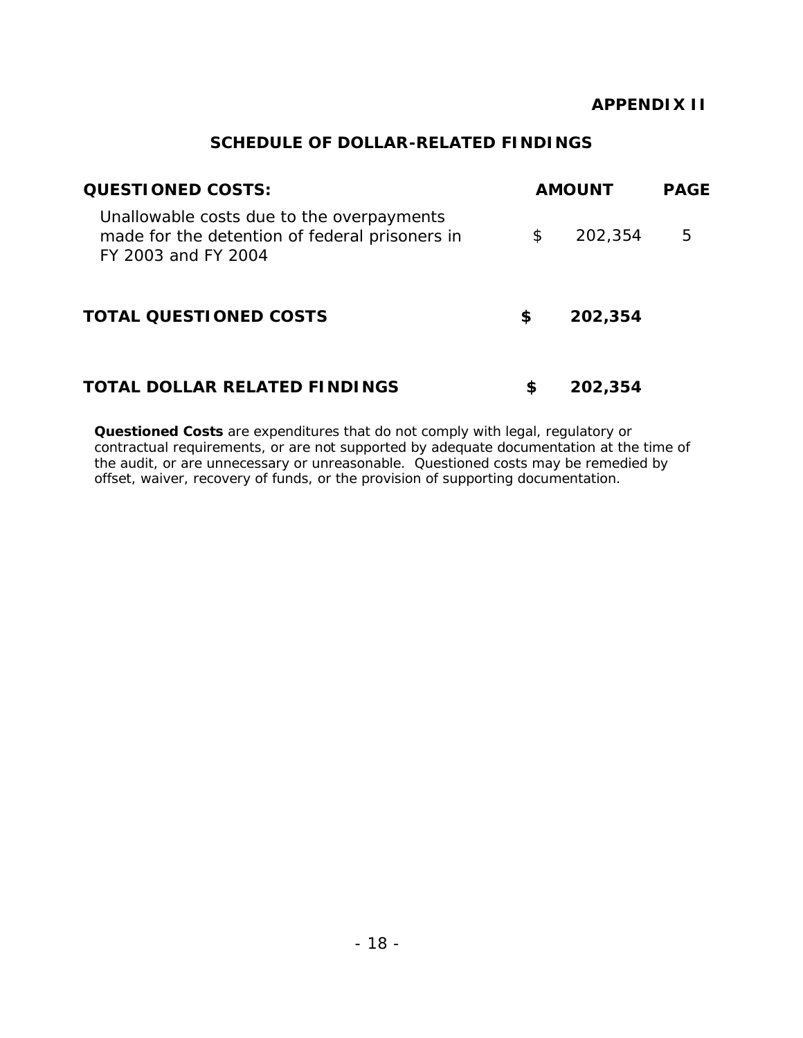**APPENDIX II**

## SCHEDULE OF DOLLAR-RELATED FINDINGS

| QUESTIONED COSTS: | AMOUNT | PAGE |
|---|---|---|
| Unallowable costs due to the overpayments made for the detention of federal prisoners in FY 2003 and FY 2004 | $ 202,354 | 5 |
| **TOTAL QUESTIONED COSTS** | **$ 202,354** | |
| **TOTAL DOLLAR RELATED FINDINGS** | **$ 202,354** | |

**Questioned Costs** are expenditures that do not comply with legal, regulatory or contractual requirements, or are not supported by adequate documentation at the time of the audit, or are unnecessary or unreasonable. Questioned costs may be remedied by offset, waiver, recovery of funds, or the provision of supporting documentation.